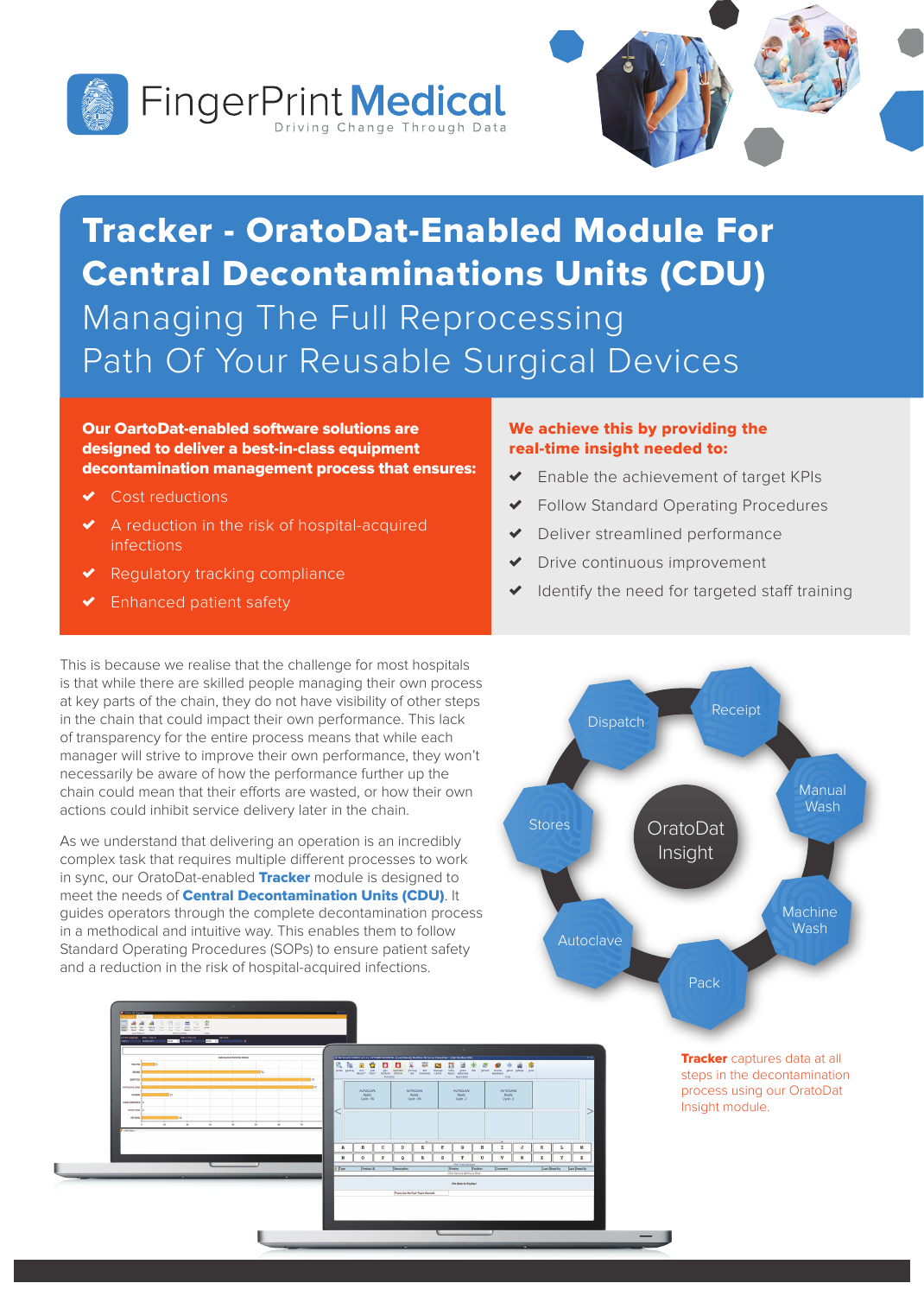FingerPrint **Medical**

Driving Change Through Data

# Tracker - OratoDat-Enabled Module For Central Decontaminations Units (CDU)

## Managing The Full Reprocessing Path Of Your Reusable Surgical Devices

**Our OartoDat-enabled software solutions are designed to deliver a best-in-class equipment decontamination management process that ensures:**

- ✔ Cost reductions
- ✔ A reduction in the risk of hospital-acquired infections
- ✔ Regulatory tracking compliance
- ✔ Enhanced patient safety

**We achieve this by providing the real-time insight needed to:**

- ✔ Enable the achievement of target KPIs
- ✔ Follow Standard Operating Procedures
- ✔ Deliver streamlined performance
- ✔ Drive continuous improvement
- ✔ Identify the need for targeted staff training

This is because we realise that the challenge for most hospitals is that while there are skilled people managing their own process at key parts of the chain, they do not have visibility of other steps in the chain that could impact their own performance. This lack of transparency for the entire process means that while each manager will strive to improve their own performance, they won't necessarily be aware of how the performance further up the chain could mean that their efforts are wasted, or how their own actions could inhibit service delivery later in the chain.

As we understand that delivering an operation is an incredibly complex task that requires multiple different processes to work in sync, our OratoDat-enabled **Tracker** module is designed to meet the needs of **Central Decontamination Units (CDU)**. It guides operators through the complete decontamination process in a methodical and intuitive way. This enables them to follow Standard Operating Procedures (SOPs) to ensure patient safety and a reduction in the risk of hospital-acquired infections.

OratoDat Insight

Receipt · Manual Wash · Machine Wash · Pack · Autoclave · Stores · Dispatch

**Tracker** captures data at all steps in the decontamination process using our OratoDat Insight module.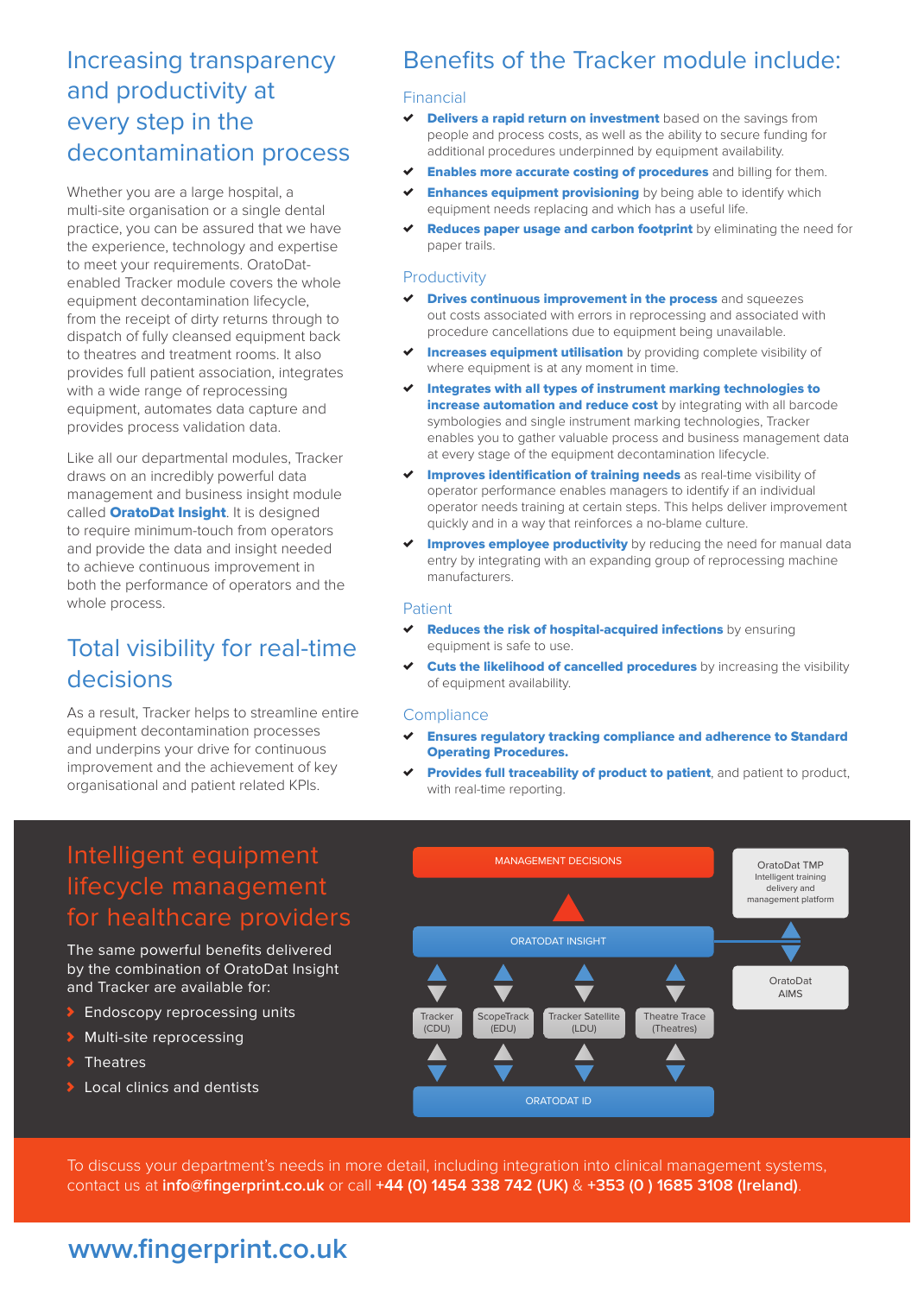## Increasing transparency and productivity at every step in the decontamination process

Whether you are a large hospital, a multi-site organisation or a single dental practice, you can be assured that we have the experience, technology and expertise to meet your requirements. OratoDat-enabled Tracker module covers the whole equipment decontamination lifecycle, from the receipt of dirty returns through to dispatch of fully cleansed equipment back to theatres and treatment rooms. It also provides full patient association, integrates with a wide range of reprocessing equipment, automates data capture and provides process validation data.

Like all our departmental modules, Tracker draws on an incredibly powerful data management and business insight module called **OratoDat Insight**. It is designed to require minimum-touch from operators and provide the data and insight needed to achieve continuous improvement in both the performance of operators and the whole process.

## Total visibility for real-time decisions

As a result, Tracker helps to streamline entire equipment decontamination processes and underpins your drive for continuous improvement and the achievement of key organisational and patient related KPIs.

## Benefits of the Tracker module include:

### Financial

- ✔ **Delivers a rapid return on investment** based on the savings from people and process costs, as well as the ability to secure funding for additional procedures underpinned by equipment availability.
- ✔ **Enables more accurate costing of procedures** and billing for them.
- ✔ **Enhances equipment provisioning** by being able to identify which equipment needs replacing and which has a useful life.
- ✔ **Reduces paper usage and carbon footprint** by eliminating the need for paper trails.

### Productivity

- ✔ **Drives continuous improvement in the process** and squeezes out costs associated with errors in reprocessing and associated with procedure cancellations due to equipment being unavailable.
- ✔ **Increases equipment utilisation** by providing complete visibility of where equipment is at any moment in time.
- ✔ **Integrates with all types of instrument marking technologies to increase automation and reduce cost** by integrating with all barcode symbologies and single instrument marking technologies, Tracker enables you to gather valuable process and business management data at every stage of the equipment decontamination lifecycle.
- ✔ **Improves identification of training needs** as real-time visibility of operator performance enables managers to identify if an individual operator needs training at certain steps. This helps deliver improvement quickly and in a way that reinforces a no-blame culture.
- ✔ **Improves employee productivity** by reducing the need for manual data entry by integrating with an expanding group of reprocessing machine manufacturers.

### Patient

- ✔ **Reduces the risk of hospital-acquired infections** by ensuring equipment is safe to use.
- ✔ **Cuts the likelihood of cancelled procedures** by increasing the visibility of equipment availability.

### Compliance

- ✔ **Ensures regulatory tracking compliance and adherence to Standard Operating Procedures.**
- ✔ **Provides full traceability of product to patient**, and patient to product, with real-time reporting.

## Intelligent equipment lifecycle management for healthcare providers

The same powerful benefits delivered by the combination of OratoDat Insight and Tracker are available for:

- Endoscopy reprocessing units
- Multi-site reprocessing
- Theatres
- Local clinics and dentists

MANAGEMENT DECISIONS

ORATODAT INSIGHT

Tracker (CDU)

ScopeTrack (EDU)

Tracker Satellite (LDU)

Theatre Trace (Theatres)

ORATODAT ID

OratoDat TMP
Intelligent training delivery and management platform

OratoDat AIMS

To discuss your department's needs in more detail, including integration into clinical management systems, contact us at **info@fingerprint.co.uk** or call **+44 (0) 1454 338 742 (UK)** & **+353 (0 ) 1685 3108 (Ireland)**.

**www.fingerprint.co.uk**